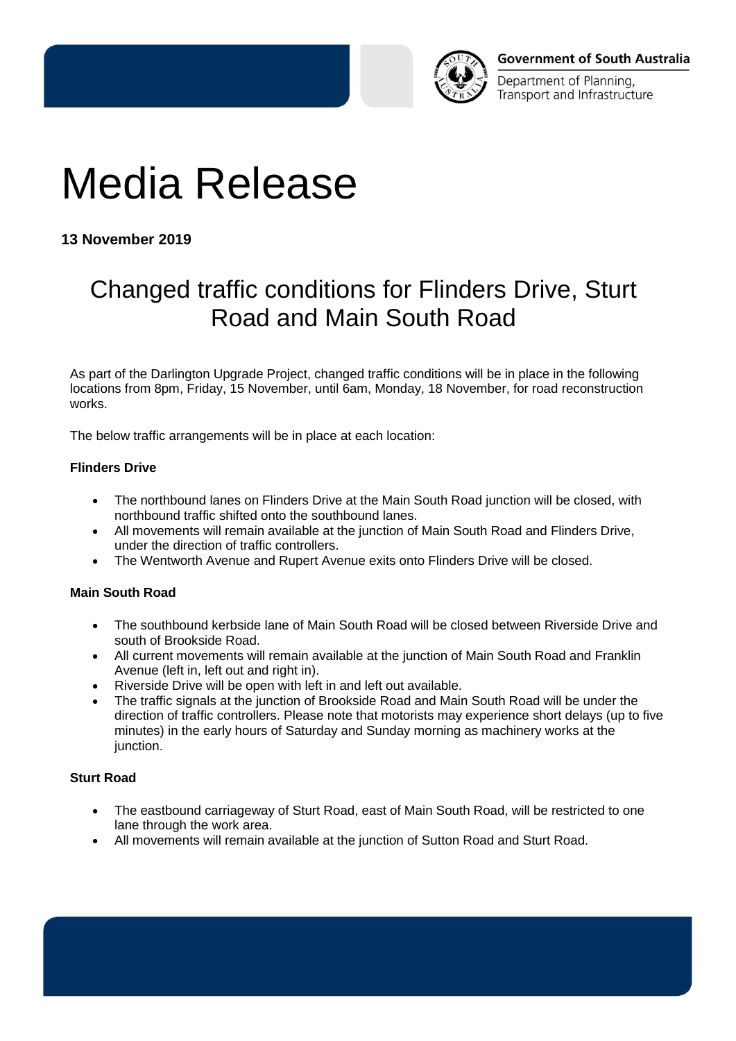Government of South Australia

Department of Planning, Transport and Infrastructure

# Media Release

**13 November 2019**

## Changed traffic conditions for Flinders Drive, Sturt Road and Main South Road

As part of the Darlington Upgrade Project, changed traffic conditions will be in place in the following locations from 8pm, Friday, 15 November, until 6am, Monday, 18 November, for road reconstruction works.

The below traffic arrangements will be in place at each location:

**Flinders Drive**

- The northbound lanes on Flinders Drive at the Main South Road junction will be closed, with northbound traffic shifted onto the southbound lanes.
- All movements will remain available at the junction of Main South Road and Flinders Drive, under the direction of traffic controllers.
- The Wentworth Avenue and Rupert Avenue exits onto Flinders Drive will be closed.

**Main South Road**

- The southbound kerbside lane of Main South Road will be closed between Riverside Drive and south of Brookside Road.
- All current movements will remain available at the junction of Main South Road and Franklin Avenue (left in, left out and right in).
- Riverside Drive will be open with left in and left out available.
- The traffic signals at the junction of Brookside Road and Main South Road will be under the direction of traffic controllers. Please note that motorists may experience short delays (up to five minutes) in the early hours of Saturday and Sunday morning as machinery works at the junction.

**Sturt Road**

- The eastbound carriageway of Sturt Road, east of Main South Road, will be restricted to one lane through the work area.
- All movements will remain available at the junction of Sutton Road and Sturt Road.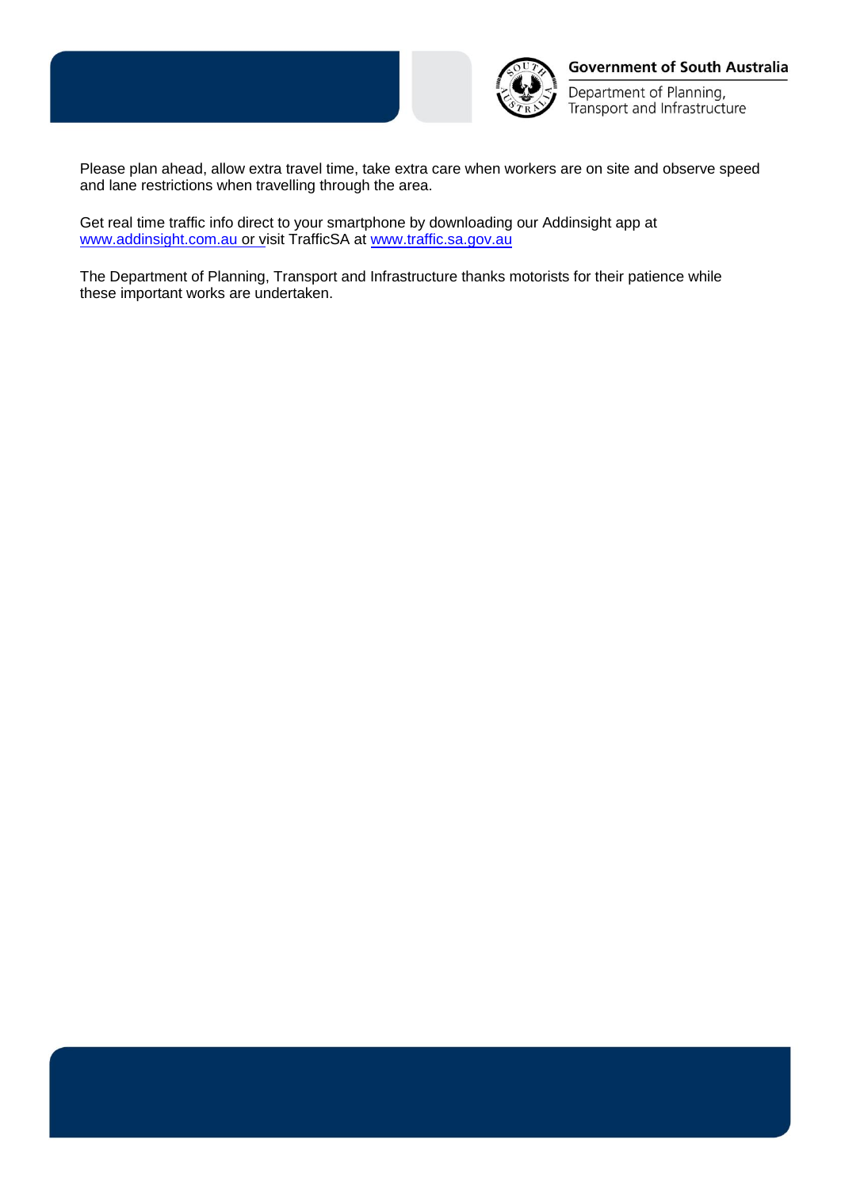Please plan ahead, allow extra travel time, take extra care when workers are on site and observe speed and lane restrictions when travelling through the area.

Get real time traffic info direct to your smartphone by downloading our Addinsight app at www.addinsight.com.au or visit TrafficSA at www.traffic.sa.gov.au

The Department of Planning, Transport and Infrastructure thanks motorists for their patience while these important works are undertaken.